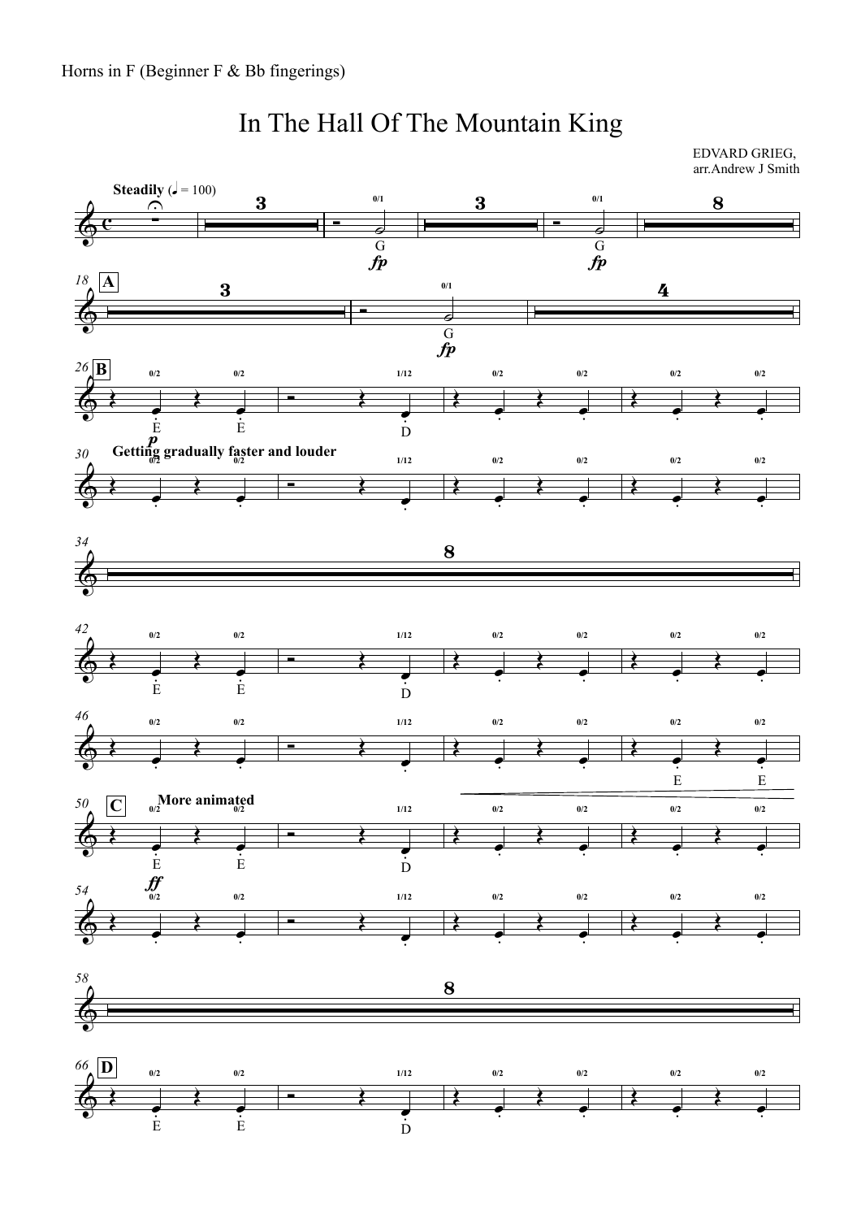Horns in F (Beginner F & Bb fingerings)

# In The Hall Of The Mountain King

EDVARD GRIEG,
arr.Andrew J Smith

**Steadily** (♩ = 100)

A

B

**Getting gradually faster and louder**

C

**More animated**

D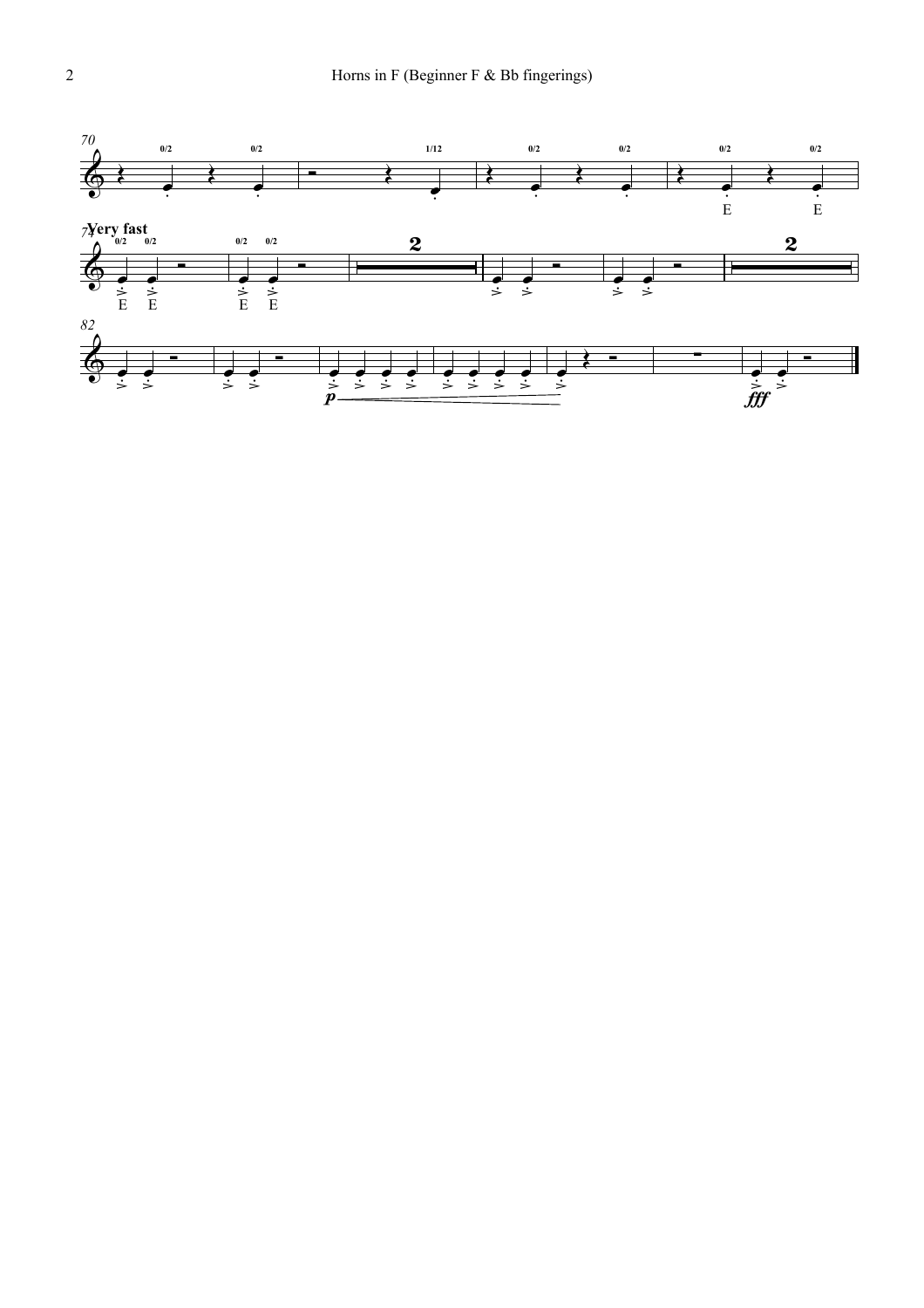Very fast